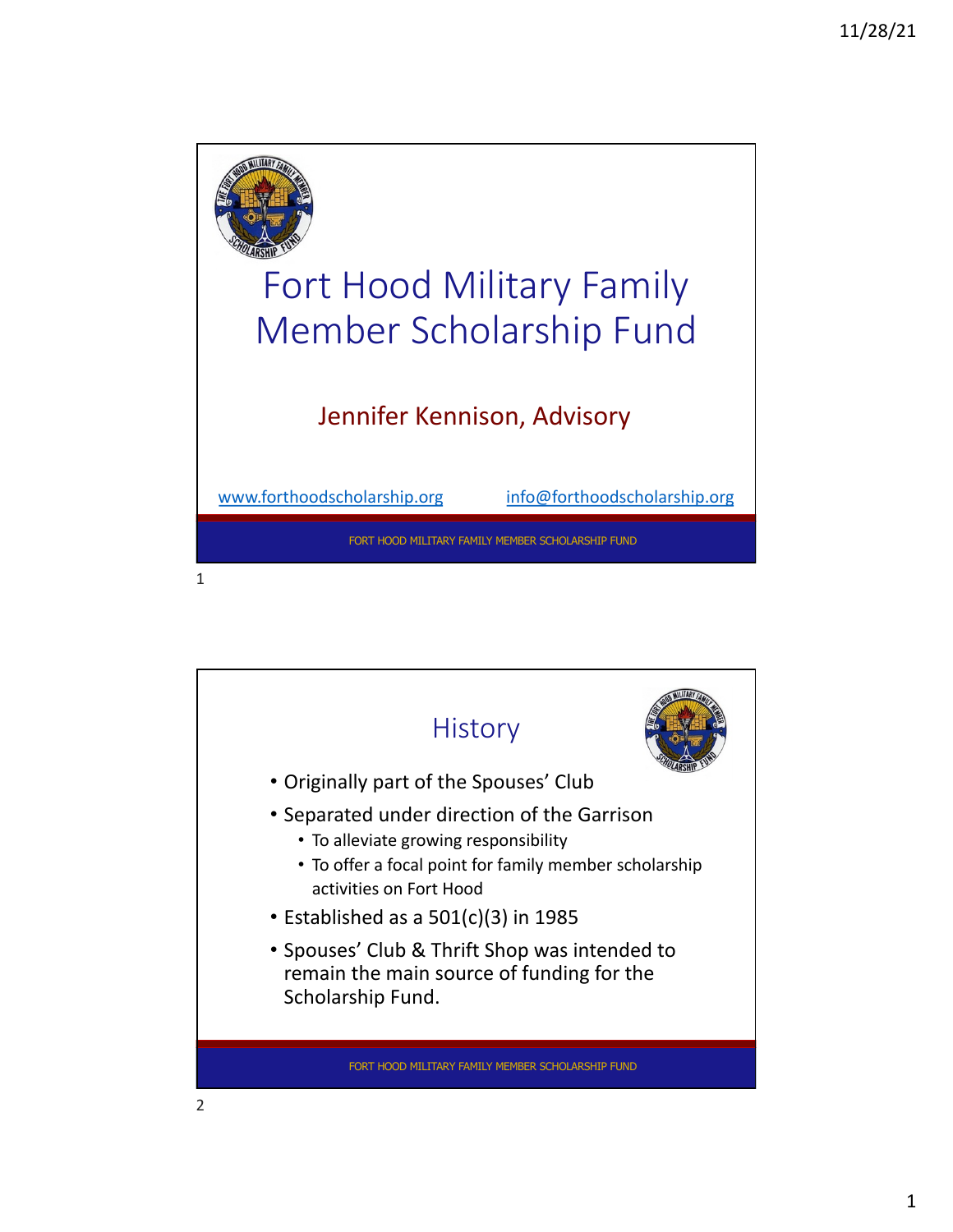# Fort Hood Military Family Member Scholarship Fund

Jennifer Kennison, Advisory

www.forthoodscholarship.org info@forthoodscholarship.org

FORT HOOD MILITARY FAMILY MEMBER SCHOLARSHIP FUND

## History

- Originally part of the Spouses' Club
- Separated under direction of the Garrison
  - To alleviate growing responsibility
  - To offer a focal point for family member scholarship activities on Fort Hood
- Established as a 501(c)(3) in 1985
- Spouses' Club & Thrift Shop was intended to remain the main source of funding for the Scholarship Fund.

FORT HOOD MILITARY FAMILY MEMBER SCHOLARSHIP FUND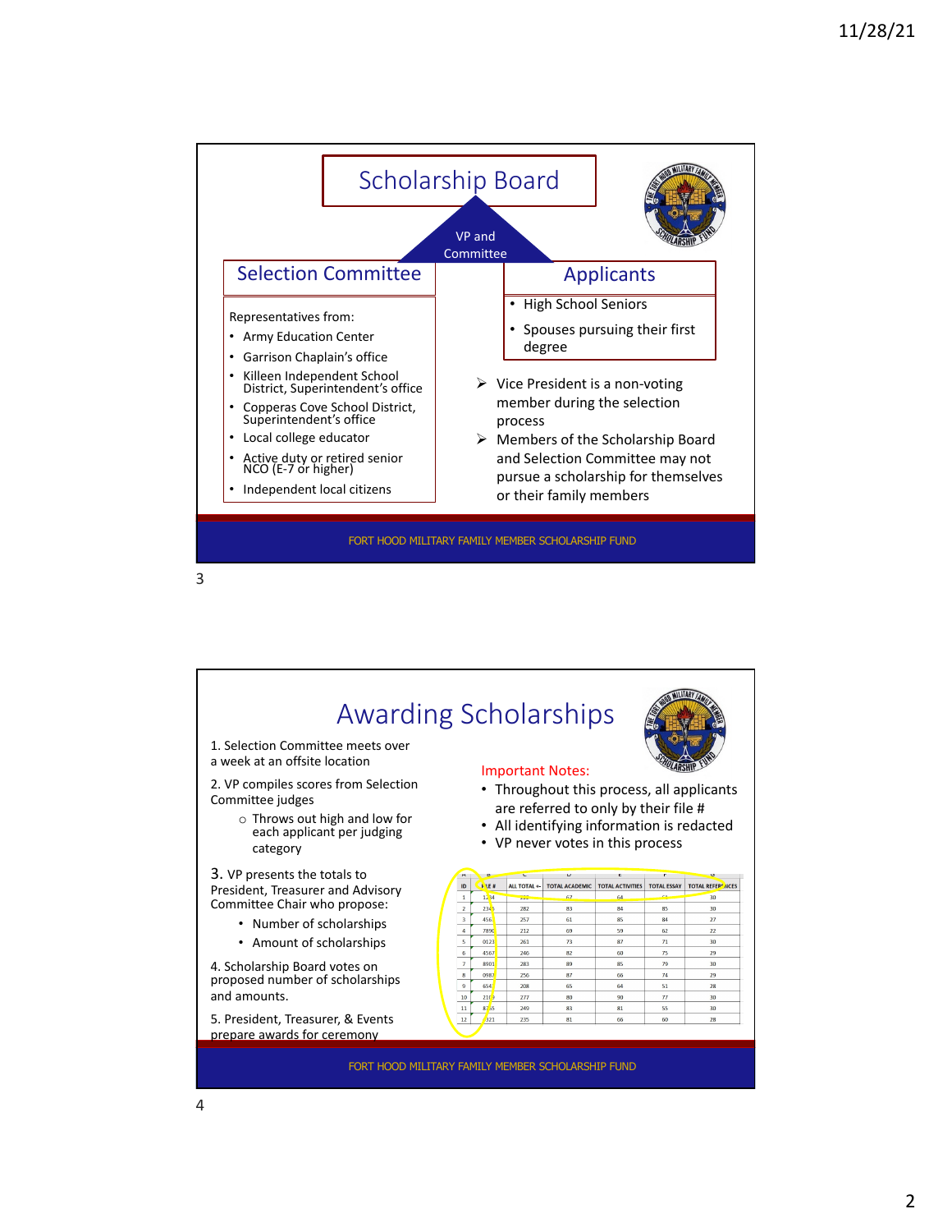## Scholarship Board

VP and Committee

### Selection Committee

Representatives from:

- Army Education Center
- Garrison Chaplain's office
- Killeen Independent School District, Superintendent's office
- Copperas Cove School District, Superintendent's office
- Local college educator
- Active duty or retired senior NCO (E-7 or higher)
- Independent local citizens

### Applicants

- High School Seniors
- Spouses pursuing their first degree

- Vice President is a non-voting member during the selection process
- Members of the Scholarship Board and Selection Committee may not pursue a scholarship for themselves or their family members

FORT HOOD MILITARY FAMILY MEMBER SCHOLARSHIP FUND

## Awarding Scholarships

1. Selection Committee meets over a week at an offsite location
2. VP compiles scores from Selection Committee judges
   - Throws out high and low for each applicant per judging category
3. VP presents the totals to President, Treasurer and Advisory Committee Chair who propose:
   - Number of scholarships
   - Amount of scholarships
4. Scholarship Board votes on proposed number of scholarships and amounts.
5. President, Treasurer, & Events prepare awards for ceremony

Important Notes:

- Throughout this process, all applicants are referred to only by their file #
- All identifying information is redacted
- VP never votes in this process

| ID | FILE # | ALL TOTAL | TOTAL ACADEMIC | TOTAL ACTIVITIES | TOTAL ESSAY | TOTAL REFERENCES |
|---|---|---|---|---|---|---|
| 1 | 1234 | 222 | 67 | 64 | 61 | 30 |
| 2 | 2345 | 282 | 83 | 84 | 85 | 30 |
| 3 | 4567 | 257 | 61 | 85 | 84 | 27 |
| 4 | 7890 | 212 | 69 | 59 | 62 | 22 |
| 5 | 0123 | 261 | 73 | 87 | 71 | 30 |
| 6 | 4567 | 246 | 82 | 60 | 75 | 29 |
| 7 | 8901 | 283 | 89 | 85 | 79 | 30 |
| 8 | 0987 | 256 | 87 | 66 | 74 | 29 |
| 9 | 6543 | 208 | 65 | 64 | 51 | 28 |
| 10 | 2109 | 277 | 80 | 90 | 77 | 30 |
| 11 | 8765 | 249 | 83 | 81 | 55 | 30 |
| 12 | 4321 | 235 | 81 | 66 | 60 | 28 |

FORT HOOD MILITARY FAMILY MEMBER SCHOLARSHIP FUND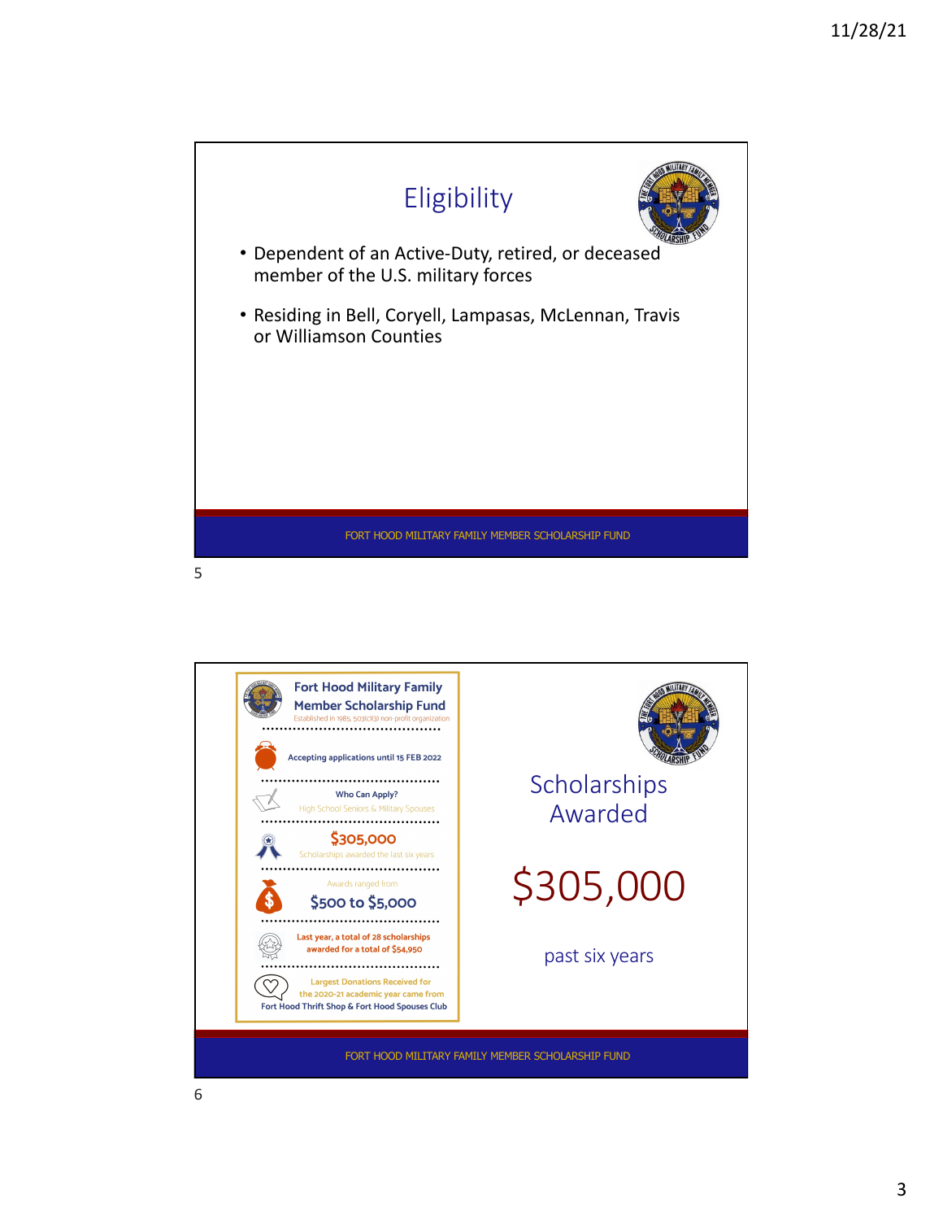## Eligibility

- Dependent of an Active-Duty, retired, or deceased member of the U.S. military forces
- Residing in Bell, Coryell, Lampasas, McLennan, Travis or Williamson Counties

FORT HOOD MILITARY FAMILY MEMBER SCHOLARSHIP FUND

---

**Fort Hood Military Family Member Scholarship Fund**

Established in 1985, 503(c)(3) non-profit organization

Accepting applications until 15 FEB 2022

Who Can Apply?

High School Seniors & Military Spouses

**$305,000**

Scholarships awarded the last six years

Awards ranged from

**$500 to $5,000**

Last year, a total of 28 scholarships awarded for a total of $54,950

Largest Donations Received for the 2020-21 academic year came from Fort Hood Thrift Shop & Fort Hood Spouses Club

## Scholarships Awarded

**$305,000**

past six years

FORT HOOD MILITARY FAMILY MEMBER SCHOLARSHIP FUND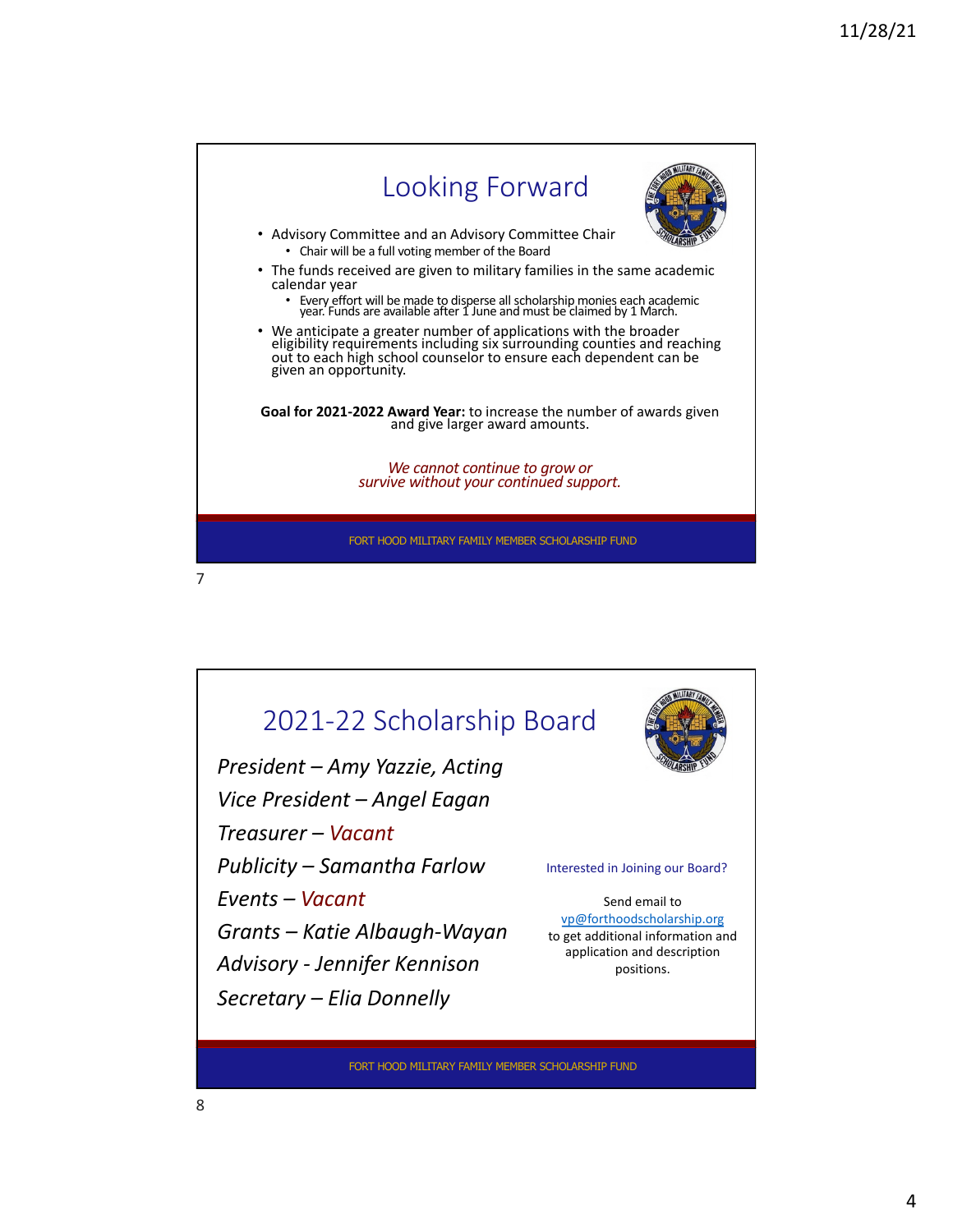## Looking Forward

- Advisory Committee and an Advisory Committee Chair
  - Chair will be a full voting member of the Board
- The funds received are given to military families in the same academic calendar year
  - Every effort will be made to disperse all scholarship monies each academic year. Funds are available after 1 June and must be claimed by 1 March.
- We anticipate a greater number of applications with the broader eligibility requirements including six surrounding counties and reaching out to each high school counselor to ensure each dependent can be given an opportunity.

**Goal for 2021-2022 Award Year:** to increase the number of awards given and give larger award amounts.

*We cannot continue to grow or survive without your continued support.*

FORT HOOD MILITARY FAMILY MEMBER SCHOLARSHIP FUND

## 2021-22 Scholarship Board

*President – Amy Yazzie, Acting*

*Vice President – Angel Eagan*

*Treasurer – Vacant*

*Publicity – Samantha Farlow*

*Events – Vacant*

*Grants – Katie Albaugh-Wayan*

*Advisory - Jennifer Kennison*

*Secretary – Elia Donnelly*

Interested in Joining our Board?

Send email to vp@forthoodscholarship.org to get additional information and application and description positions.

FORT HOOD MILITARY FAMILY MEMBER SCHOLARSHIP FUND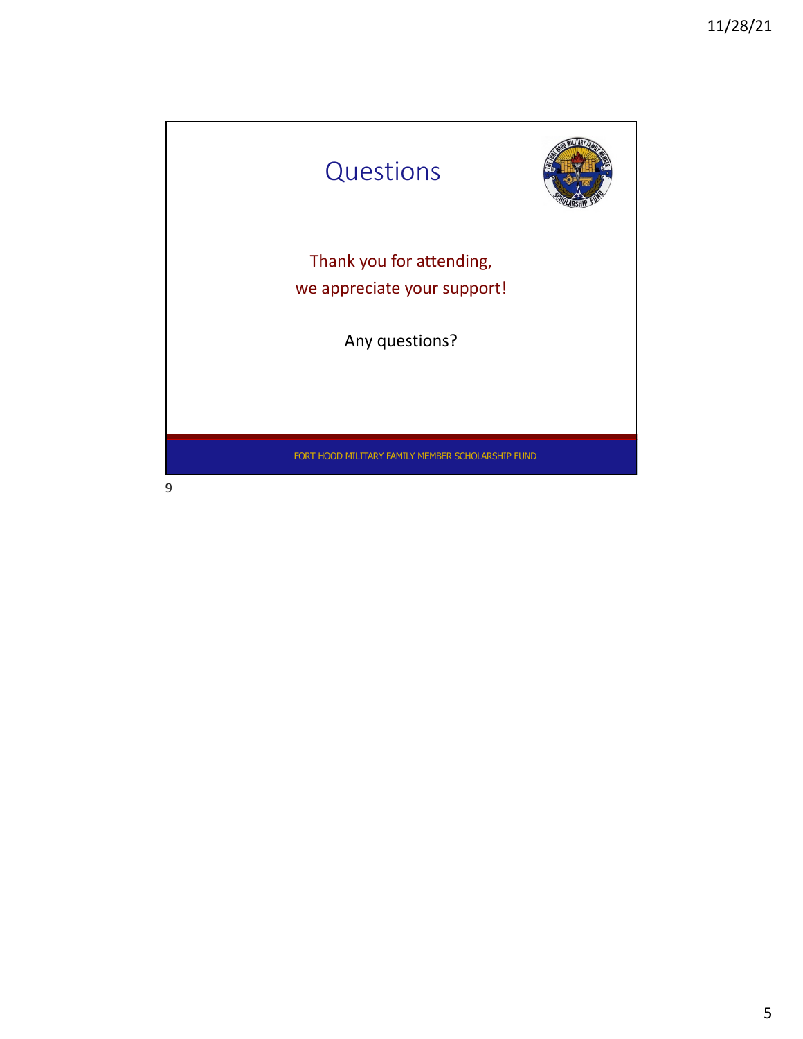# Questions

Thank you for attending,
we appreciate your support!

Any questions?

FORT HOOD MILITARY FAMILY MEMBER SCHOLARSHIP FUND